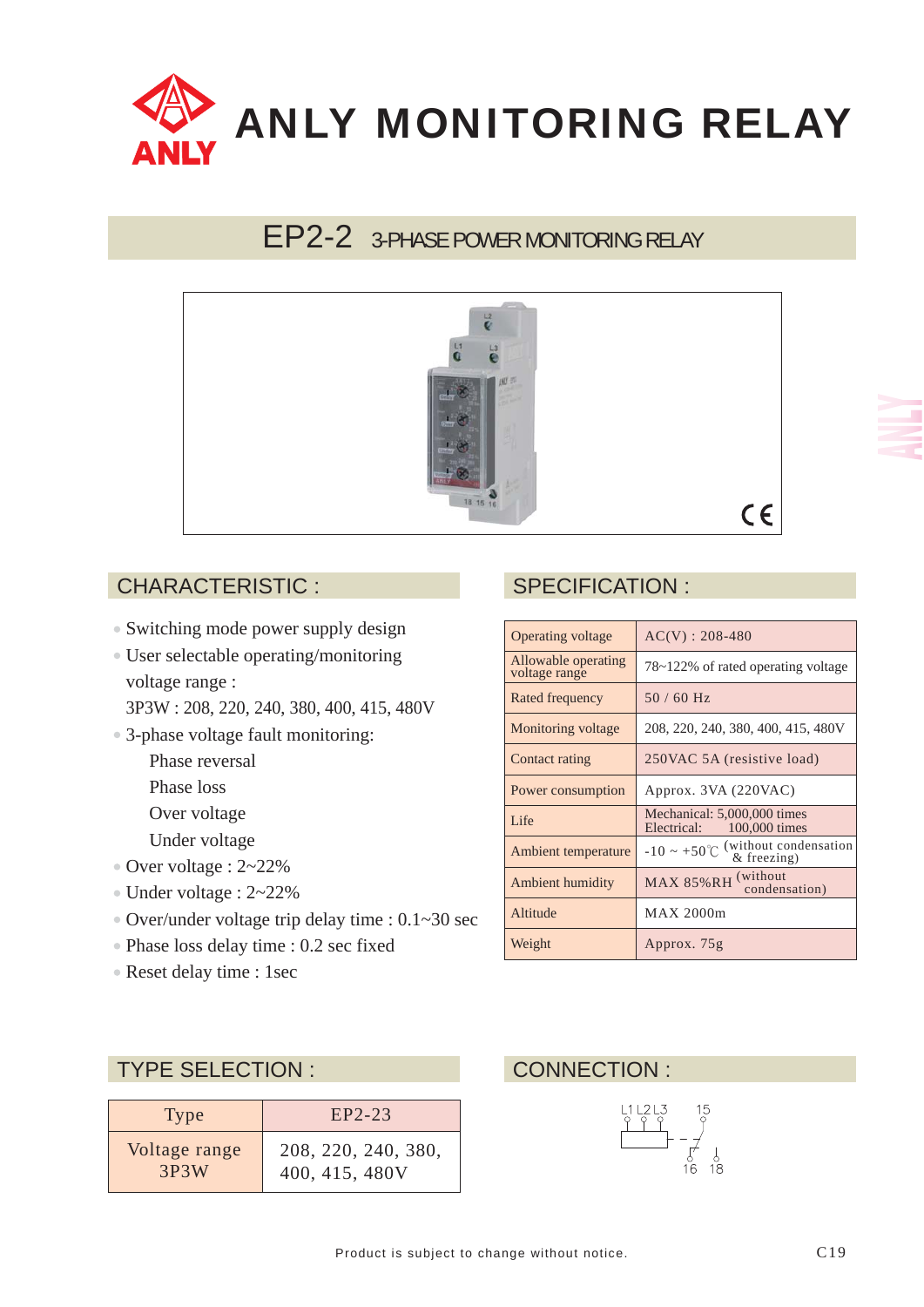# ANLY MONITORING RELAY

## EP2-2 3-PHASE POWER MONITORING RELAY

## CHARACTERISTIC :

- Switching mode power supply design
- User selectable operating/monitoring voltage range :
  3P3W : 208, 220, 240, 380, 400, 415, 480V
- 3-phase voltage fault monitoring:
  - Phase reversal
  - Phase loss
  - Over voltage
  - Under voltage
- Over voltage : 2~22%
- Under voltage : 2~22%
- Over/under voltage trip delay time : 0.1~30 sec
- Phase loss delay time : 0.2 sec fixed
- Reset delay time : 1sec

## SPECIFICATION :

| | |
|---|---|
| Operating voltage | AC(V) : 208-480 |
| Allowable operating voltage range | 78~122% of rated operating voltage |
| Rated frequency | 50 / 60 Hz |
| Monitoring voltage | 208, 220, 240, 380, 400, 415, 480V |
| Contact rating | 250VAC 5A (resistive load) |
| Power consumption | Approx. 3VA (220VAC) |
| Life | Mechanical: 5,000,000 times<br>Electrical: 100,000 times |
| Ambient temperature | -10 ~ +50℃ (without condensation & freezing) |
| Ambient humidity | MAX 85%RH (without condensation) |
| Altitude | MAX 2000m |
| Weight | Approx. 75g |

## TYPE SELECTION :

| Type | EP2-23 |
|---|---|
| Voltage range 3P3W | 208, 220, 240, 380, 400, 415, 480V |

## CONNECTION :

L1 L2 L3 15

16 18

Product is subject to change without notice.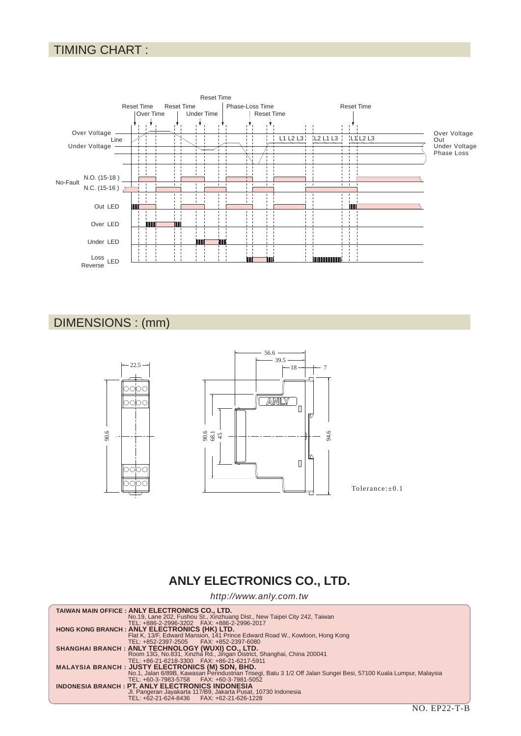## TIMING CHART :

Reset Time
Reset Time
Reset Time
Over Time
Under Time
Phase-Loss Time
Reset Time
Reset Time

Over Voltage
Line
Under Voltage

L1 L2 L3
L2 L1 L3
L1 L2 L3

Over Voltage
Out
Under Voltage
Phase Loss

No-Fault
N.O. (15-18 )
N.C. (15-16 )

Out LED

Over LED

Under LED

Loss
Reverse
LED

## DIMENSIONS : (mm)

22.5

90.6

56.6
39.5
18
7

ANLY

90.6
68.1
45

94.6

Tolerance:±0.1

# ANLY ELECTRONICS CO., LTD.

*http://www.anly.com.tw*

**TAIWAN MAIN OFFICE : ANLY ELECTRONICS CO., LTD.**
No.19, Lane 202, Fushou St., Xinzhuang Dist., New Taipei City 242, Taiwan
TEL: +886-2-2996-3202 FAX: +886-2-2996-2017

**HONG KONG BRANCH : ANLY ELECTRONICS (HK) LTD.**
Flat K, 13/F, Edward Mansion, 141 Prince Edward Road W., Kowloon, Hong Kong
TEL: +852-2397-2505 FAX: +852-2397-6080

**SHANGHAI BRANCH : ANLY TECHNOLOGY (WUXI) CO., LTD.**
Room 13G, No.831, Xinzha Rd., Jingan District, Shanghai, China 200041
TEL: +86-21-6218-3300 FAX: +86-21-6217-5911

**MALAYSIA BRANCH : JUSTY ELECTRONICS (M) SDN, BHD.**
No.1, Jalan 6/89B, Kawasan Perindustrian Trisegi, Batu 3 1/2 Off Jalan Sungei Besi, 57100 Kuala Lumpur, Malaysia
TEL: +60-3-7983-5758 FAX: +60-3-7981-5052

**INDONESIA BRANCH : PT. ANLY ELECTRONICS INDONESIA**
Jl. Pangeran Jayakarta 117/B9, Jakarta Pusat, 10730 Indonesia
TEL: +62-21-624-8436 FAX: +62-21-626-1228

NO. EP22-T-B